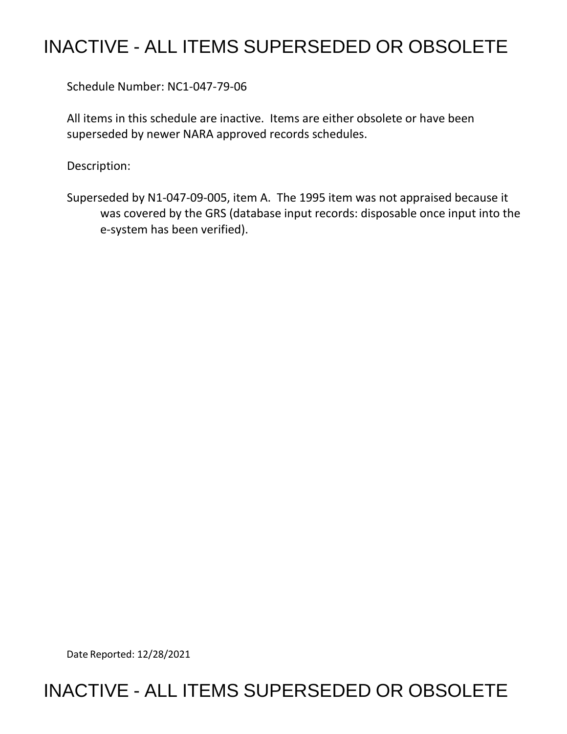# INACTIVE - ALL ITEMS SUPERSEDED OR OBSOLETE

Schedule Number: NC1-047-79-06

All items in this schedule are inactive. Items are either obsolete or have been superseded by newer NARA approved records schedules.

Description:

Superseded by N1-047-09-005, item A. The 1995 item was not appraised because it was covered by the GRS (database input records: disposable once input into the e-system has been verified).

Date Reported: 12/28/2021

# INACTIVE - ALL ITEMS SUPERSEDED OR OBSOLETE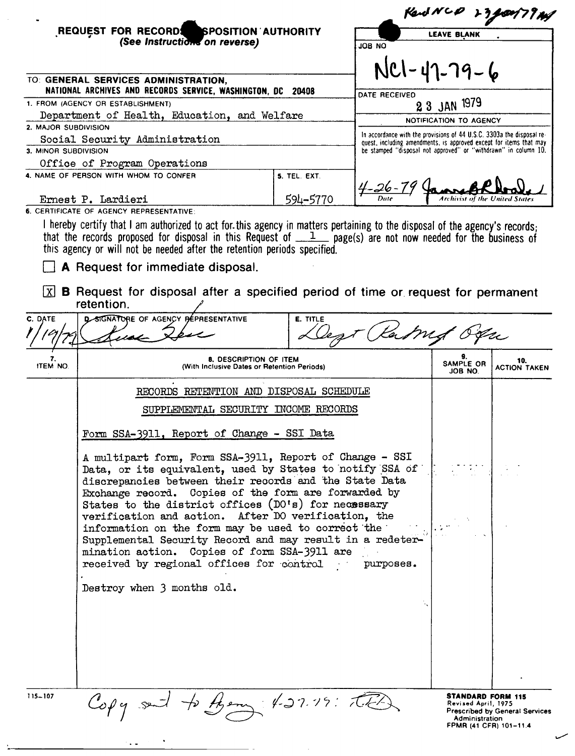Kard NCD 23 Jan 79 ml

**REQUEST FOR RECORDS DISPOSITION AUTHORITY**
*(See Instructions on reverse)*

| LEAVE BLANK |
|---|
| JOB NO NC1-47-79-6 |
| DATE RECEIVED 23 JAN 1979 |
| NOTIFICATION TO AGENCY |
| In accordance with the provisions of 44 U.S.C. 3303a the disposal request, including amendments, is approved except for items that may be stamped "disposal not approved" or "withdrawn" in column 10. |
| 4-26-79 Date — Archivist of the United States |

TO: **GENERAL SERVICES ADMINISTRATION, NATIONAL ARCHIVES AND RECORDS SERVICE, WASHINGTON, DC 20408**

1. FROM (AGENCY OR ESTABLISHMENT)
   Department of Health, Education, and Welfare
2. MAJOR SUBDIVISION
   Social Security Administration
3. MINOR SUBDIVISION
   Office of Program Operations
4. NAME OF PERSON WITH WHOM TO CONFER: Ernest P. Lardieri
5. TEL. EXT.: 594-5770

6. CERTIFICATE OF AGENCY REPRESENTATIVE:

I hereby certify that I am authorized to act for this agency in matters pertaining to the disposal of the agency's records; that the records proposed for disposal in this Request of 1 page(s) are not now needed for the business of this agency or will not be needed after the retention periods specified.

☐ **A** Request for immediate disposal.

☒ **B** Request for disposal after a specified period of time or request for permanent retention.

| C. DATE | D. SIGNATURE OF AGENCY REPRESENTATIVE | E. TITLE |
|---|---|---|
| 1/19/79 | (signature) | Dept Records Offr |

| 7. ITEM NO. | 8. DESCRIPTION OF ITEM (With Inclusive Dates or Retention Periods) | 9. SAMPLE OR JOB NO. | 10. ACTION TAKEN |
|---|---|---|---|
| | RECORDS RETENTION AND DISPOSAL SCHEDULE<br><br>SUPPLEMENTAL SECURITY INCOME RECORDS<br><br>Form SSA-3911, Report of Change - SSI Data<br><br>A multipart form, Form SSA-3911, Report of Change - SSI Data, or its equivalent, used by States to notify SSA of discrepancies between their records and the State Data Exchange record. Copies of the form are forwarded by States to the district offices (DO's) for necessary verification and action. After DO verification, the information on the form may be used to correct the Supplemental Security Record and may result in a redetermination action. Copies of form SSA-3911 are received by regional offices for control purposes.<br><br>Destroy when 3 months old. | | |

115-107

Copy sent to Agency 4-27-79: TLD

**STANDARD FORM 115**
Revised April, 1975
Prescribed by General Services Administration
FPMR (41 CFR) 101-11.4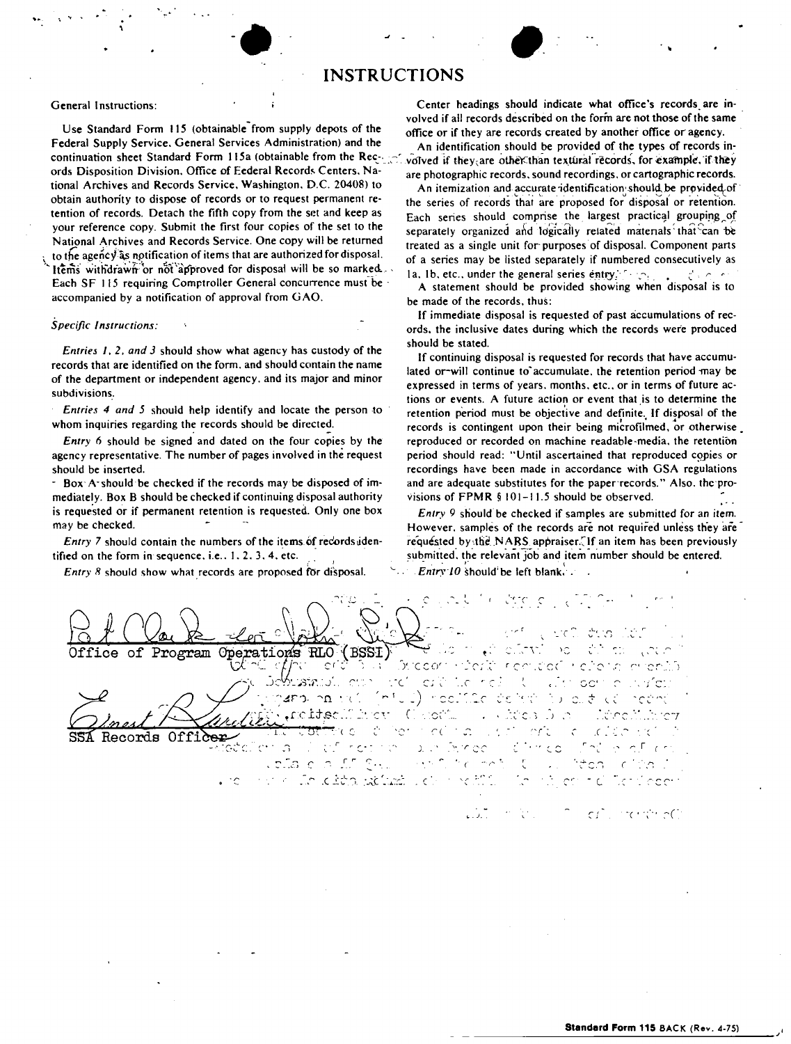# INSTRUCTIONS

General Instructions:

Use Standard Form 115 (obtainable from supply depots of the Federal Supply Service, General Services Administration) and the continuation sheet Standard Form 115a (obtainable from the Records Disposition Division, Office of Federal Records Centers, National Archives and Records Service, Washington, D.C. 20408) to obtain authority to dispose of records or to request permanent retention of records. Detach the fifth copy from the set and keep as your reference copy. Submit the first four copies of the set to the National Archives and Records Service. One copy will be returned to the agency as notification of items that are authorized for disposal. Items withdrawn or not approved for disposal will be so marked. Each SF 115 requiring Comptroller General concurrence must be accompanied by a notification of approval from GAO.

*Specific Instructions:*

*Entries 1, 2, and 3* should show what agency has custody of the records that are identified on the form, and should contain the name of the department or independent agency, and its major and minor subdivisions.

*Entries 4 and 5* should help identify and locate the person to whom inquiries regarding the records should be directed.

*Entry 6* should be signed and dated on the four copies by the agency representative. The number of pages involved in the request should be inserted.

Box A should be checked if the records may be disposed of immediately. Box B should be checked if continuing disposal authority is requested or if permanent retention is requested. Only one box may be checked.

*Entry 7* should contain the numbers of the items of records identified on the form in sequence, i.e., 1, 2, 3, 4, etc.

*Entry 8* should show what records are proposed for disposal.

Center headings should indicate what office's records are involved if all records described on the form are not those of the same office or if they are records created by another office or agency.

An identification should be provided of the types of records involved if they are other than textural records, for example, if they are photographic records, sound recordings, or cartographic records.

An itemization and accurate identification should be provided of the series of records that are proposed for disposal or retention. Each series should comprise the largest practical grouping of separately organized and logically related materials that can be treated as a single unit for purposes of disposal. Component parts of a series may be listed separately if numbered consecutively as 1a, 1b, etc., under the general series entry.

A statement should be provided showing when disposal is to be made of the records, thus:

If immediate disposal is requested of past accumulations of records, the inclusive dates during which the records were produced should be stated.

If continuing disposal is requested for records that have accumulated or will continue to accumulate, the retention period may be expressed in terms of years, months, etc., or in terms of future actions or events. A future action or event that is to determine the retention period must be objective and definite. If disposal of the records is contingent upon their being microfilmed, or otherwise reproduced or recorded on machine readable media, the retention period should read: "Until ascertained that reproduced copies or recordings have been made in accordance with GSA regulations and are adequate substitutes for the paper records." Also, the provisions of FPMR § 101-11.5 should be observed.

*Entry 9* should be checked if samples are submitted for an item. However, samples of the records are not required unless they are requested by the NARS appraiser. If an item has been previously submitted, the relevant job and item number should be entered.

*Entry 10* should be left blank.

Office of Program Operations RLO (BSSI)

SSA Records Officer

Standard Form 115 BACK (Rev. 4-75)